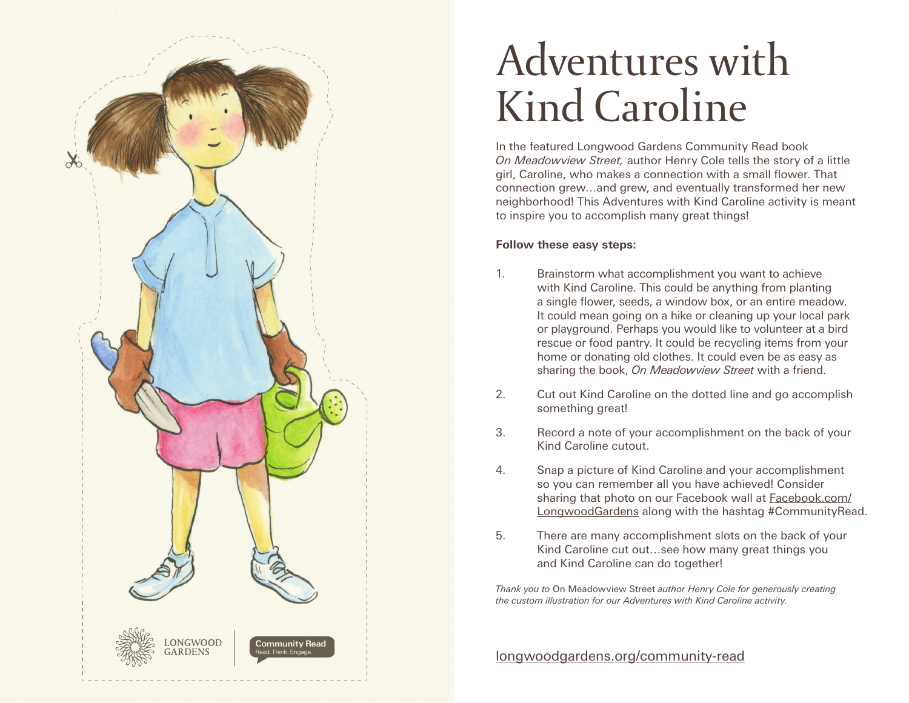LONGWOOD GARDENS

Community Read
Read. Think. Engage.

# Adventures with Kind Caroline

In the featured Longwood Gardens Community Read book *On Meadowview Street,* author Henry Cole tells the story of a little girl, Caroline, who makes a connection with a small flower. That connection grew…and grew, and eventually transformed her new neighborhood! This Adventures with Kind Caroline activity is meant to inspire you to accomplish many great things!

**Follow these easy steps:**

1. Brainstorm what accomplishment you want to achieve with Kind Caroline. This could be anything from planting a single flower, seeds, a window box, or an entire meadow. It could mean going on a hike or cleaning up your local park or playground. Perhaps you would like to volunteer at a bird rescue or food pantry. It could be recycling items from your home or donating old clothes. It could even be as easy as sharing the book, *On Meadowview Street* with a friend.
2. Cut out Kind Caroline on the dotted line and go accomplish something great!
3. Record a note of your accomplishment on the back of your Kind Caroline cutout.
4. Snap a picture of Kind Caroline and your accomplishment so you can remember all you have achieved! Consider sharing that photo on our Facebook wall at Facebook.com/LongwoodGardens along with the hashtag #CommunityRead.
5. There are many accomplishment slots on the back of your Kind Caroline cut out…see how many great things you and Kind Caroline can do together!

*Thank you to* On Meadowview Street *author Henry Cole for generously creating the custom illustration for our Adventures with Kind Caroline activity.*

longwoodgardens.org/community-read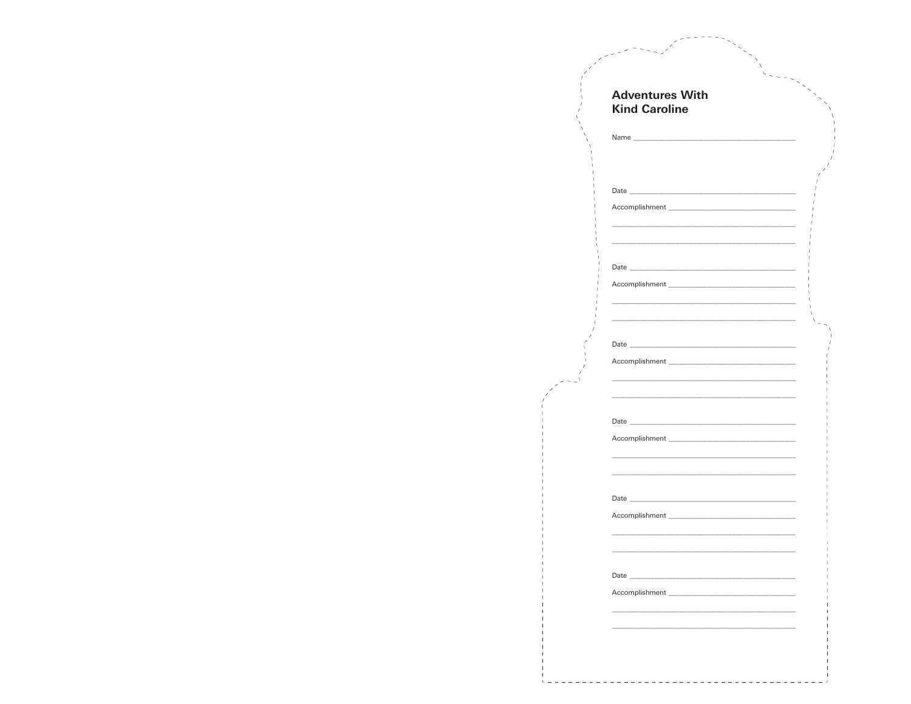## Adventures With Kind Caroline

Name ________________________________________

Date ________________________________________

Accomplishment ________________________________

________________________________________

________________________________________

Date ________________________________________

Accomplishment ________________________________

________________________________________

________________________________________

Date ________________________________________

Accomplishment ________________________________

________________________________________

________________________________________

Date ________________________________________

Accomplishment ________________________________

________________________________________

________________________________________

Date ________________________________________

Accomplishment ________________________________

________________________________________

________________________________________

Date ________________________________________

Accomplishment ________________________________

________________________________________

________________________________________